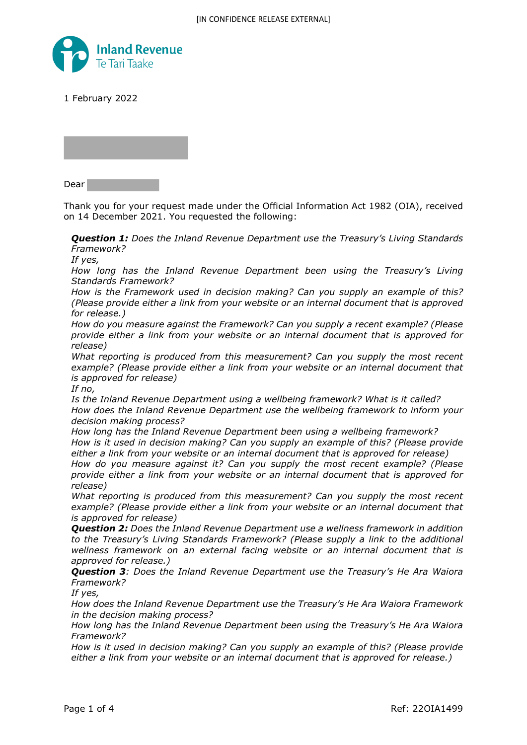[IN CONFIDENCE RELEASE EXTERNAL]

**Inland Revenue**
Te Tari Taake

1 February 2022

Dear

Thank you for your request made under the Official Information Act 1982 (OIA), received on 14 December 2021. You requested the following:

> ***Question 1:*** *Does the Inland Revenue Department use the Treasury's Living Standards Framework?*
> *If yes,*
> *How long has the Inland Revenue Department been using the Treasury's Living Standards Framework?*
> *How is the Framework used in decision making? Can you supply an example of this? (Please provide either a link from your website or an internal document that is approved for release.)*
> *How do you measure against the Framework? Can you supply a recent example? (Please provide either a link from your website or an internal document that is approved for release)*
> *What reporting is produced from this measurement? Can you supply the most recent example? (Please provide either a link from your website or an internal document that is approved for release)*
> *If no,*
> *Is the Inland Revenue Department using a wellbeing framework? What is it called?*
> *How does the Inland Revenue Department use the wellbeing framework to inform your decision making process?*
> *How long has the Inland Revenue Department been using a wellbeing framework?*
> *How is it used in decision making? Can you supply an example of this? (Please provide either a link from your website or an internal document that is approved for release)*
> *How do you measure against it? Can you supply the most recent example? (Please provide either a link from your website or an internal document that is approved for release)*
> *What reporting is produced from this measurement? Can you supply the most recent example? (Please provide either a link from your website or an internal document that is approved for release)*
> ***Question 2:*** *Does the Inland Revenue Department use a wellness framework in addition to the Treasury's Living Standards Framework? (Please supply a link to the additional wellness framework on an external facing website or an internal document that is approved for release.)*
> ***Question 3****: Does the Inland Revenue Department use the Treasury's He Ara Waiora Framework?*
> *If yes,*
> *How does the Inland Revenue Department use the Treasury's He Ara Waiora Framework in the decision making process?*
> *How long has the Inland Revenue Department been using the Treasury's He Ara Waiora Framework?*
> *How is it used in decision making? Can you supply an example of this? (Please provide either a link from your website or an internal document that is approved for release.)*

Ref: 22OIA1499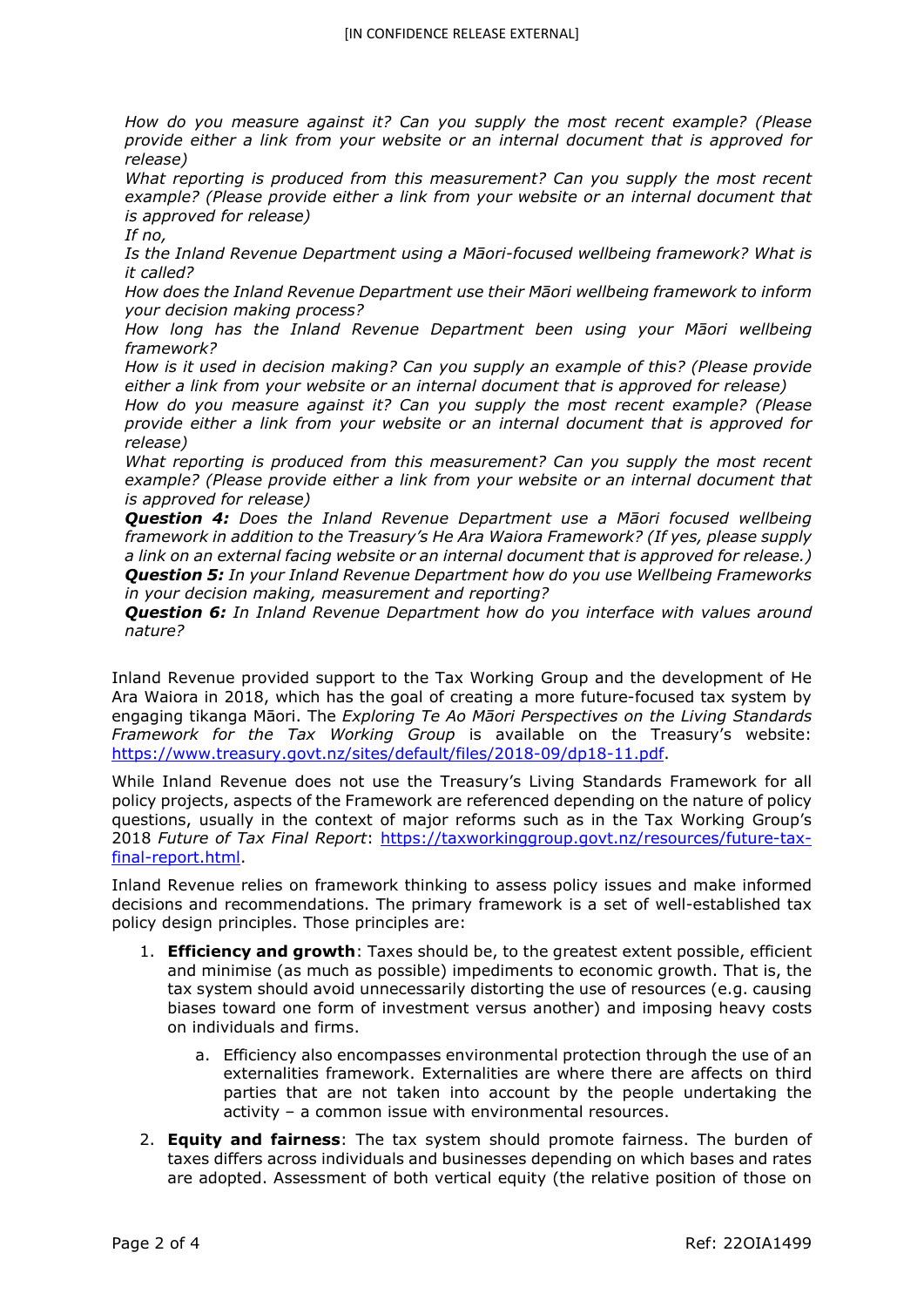*How do you measure against it? Can you supply the most recent example? (Please provide either a link from your website or an internal document that is approved for release)*

*What reporting is produced from this measurement? Can you supply the most recent example? (Please provide either a link from your website or an internal document that is approved for release)*

*If no,*

*Is the Inland Revenue Department using a Māori-focused wellbeing framework? What is it called?*

*How does the Inland Revenue Department use their Māori wellbeing framework to inform your decision making process?*

*How long has the Inland Revenue Department been using your Māori wellbeing framework?*

*How is it used in decision making? Can you supply an example of this? (Please provide either a link from your website or an internal document that is approved for release)*

*How do you measure against it? Can you supply the most recent example? (Please provide either a link from your website or an internal document that is approved for release)*

*What reporting is produced from this measurement? Can you supply the most recent example? (Please provide either a link from your website or an internal document that is approved for release)*

***Question 4:** Does the Inland Revenue Department use a Māori focused wellbeing framework in addition to the Treasury's He Ara Waiora Framework? (If yes, please supply a link on an external facing website or an internal document that is approved for release.)*

***Question 5:** In your Inland Revenue Department how do you use Wellbeing Frameworks in your decision making, measurement and reporting?*

***Question 6:** In Inland Revenue Department how do you interface with values around nature?*

Inland Revenue provided support to the Tax Working Group and the development of He Ara Waiora in 2018, which has the goal of creating a more future-focused tax system by engaging tikanga Māori. The *Exploring Te Ao Māori Perspectives on the Living Standards Framework for the Tax Working Group* is available on the Treasury's website: https://www.treasury.govt.nz/sites/default/files/2018-09/dp18-11.pdf.

While Inland Revenue does not use the Treasury's Living Standards Framework for all policy projects, aspects of the Framework are referenced depending on the nature of policy questions, usually in the context of major reforms such as in the Tax Working Group's 2018 *Future of Tax Final Report*: https://taxworkinggroup.govt.nz/resources/future-tax-final-report.html.

Inland Revenue relies on framework thinking to assess policy issues and make informed decisions and recommendations. The primary framework is a set of well-established tax policy design principles. Those principles are:

1. **Efficiency and growth**: Taxes should be, to the greatest extent possible, efficient and minimise (as much as possible) impediments to economic growth. That is, the tax system should avoid unnecessarily distorting the use of resources (e.g. causing biases toward one form of investment versus another) and imposing heavy costs on individuals and firms.
    a. Efficiency also encompasses environmental protection through the use of an externalities framework. Externalities are where there are affects on third parties that are not taken into account by the people undertaking the activity – a common issue with environmental resources.
2. **Equity and fairness**: The tax system should promote fairness. The burden of taxes differs across individuals and businesses depending on which bases and rates are adopted. Assessment of both vertical equity (the relative position of those on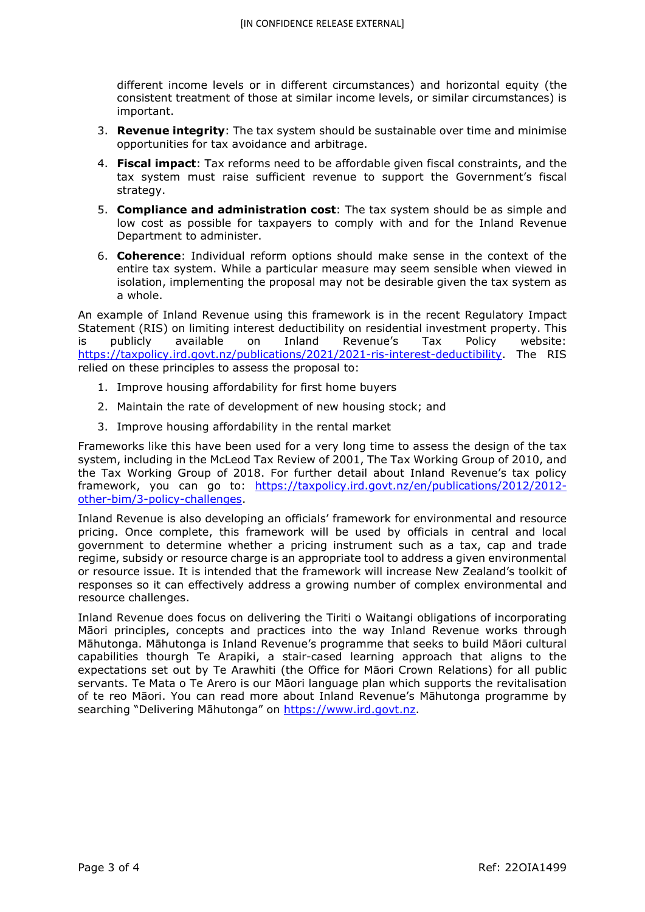different income levels or in different circumstances) and horizontal equity (the consistent treatment of those at similar income levels, or similar circumstances) is important.

3. **Revenue integrity**: The tax system should be sustainable over time and minimise opportunities for tax avoidance and arbitrage.
4. **Fiscal impact**: Tax reforms need to be affordable given fiscal constraints, and the tax system must raise sufficient revenue to support the Government's fiscal strategy.
5. **Compliance and administration cost**: The tax system should be as simple and low cost as possible for taxpayers to comply with and for the Inland Revenue Department to administer.
6. **Coherence**: Individual reform options should make sense in the context of the entire tax system. While a particular measure may seem sensible when viewed in isolation, implementing the proposal may not be desirable given the tax system as a whole.

An example of Inland Revenue using this framework is in the recent Regulatory Impact Statement (RIS) on limiting interest deductibility on residential investment property. This is publicly available on Inland Revenue's Tax Policy website: https://taxpolicy.ird.govt.nz/publications/2021/2021-ris-interest-deductibility. The RIS relied on these principles to assess the proposal to:

1. Improve housing affordability for first home buyers
2. Maintain the rate of development of new housing stock; and
3. Improve housing affordability in the rental market

Frameworks like this have been used for a very long time to assess the design of the tax system, including in the McLeod Tax Review of 2001, The Tax Working Group of 2010, and the Tax Working Group of 2018. For further detail about Inland Revenue's tax policy framework, you can go to: https://taxpolicy.ird.govt.nz/en/publications/2012/2012-other-bim/3-policy-challenges.

Inland Revenue is also developing an officials' framework for environmental and resource pricing. Once complete, this framework will be used by officials in central and local government to determine whether a pricing instrument such as a tax, cap and trade regime, subsidy or resource charge is an appropriate tool to address a given environmental or resource issue. It is intended that the framework will increase New Zealand's toolkit of responses so it can effectively address a growing number of complex environmental and resource challenges.

Inland Revenue does focus on delivering the Tiriti o Waitangi obligations of incorporating Māori principles, concepts and practices into the way Inland Revenue works through Māhutonga. Māhutonga is Inland Revenue's programme that seeks to build Māori cultural capabilities thourgh Te Arapiki, a stair-cased learning approach that aligns to the expectations set out by Te Arawhiti (the Office for Māori Crown Relations) for all public servants. Te Mata o Te Arero is our Māori language plan which supports the revitalisation of te reo Māori. You can read more about Inland Revenue's Māhutonga programme by searching "Delivering Māhutonga" on https://www.ird.govt.nz.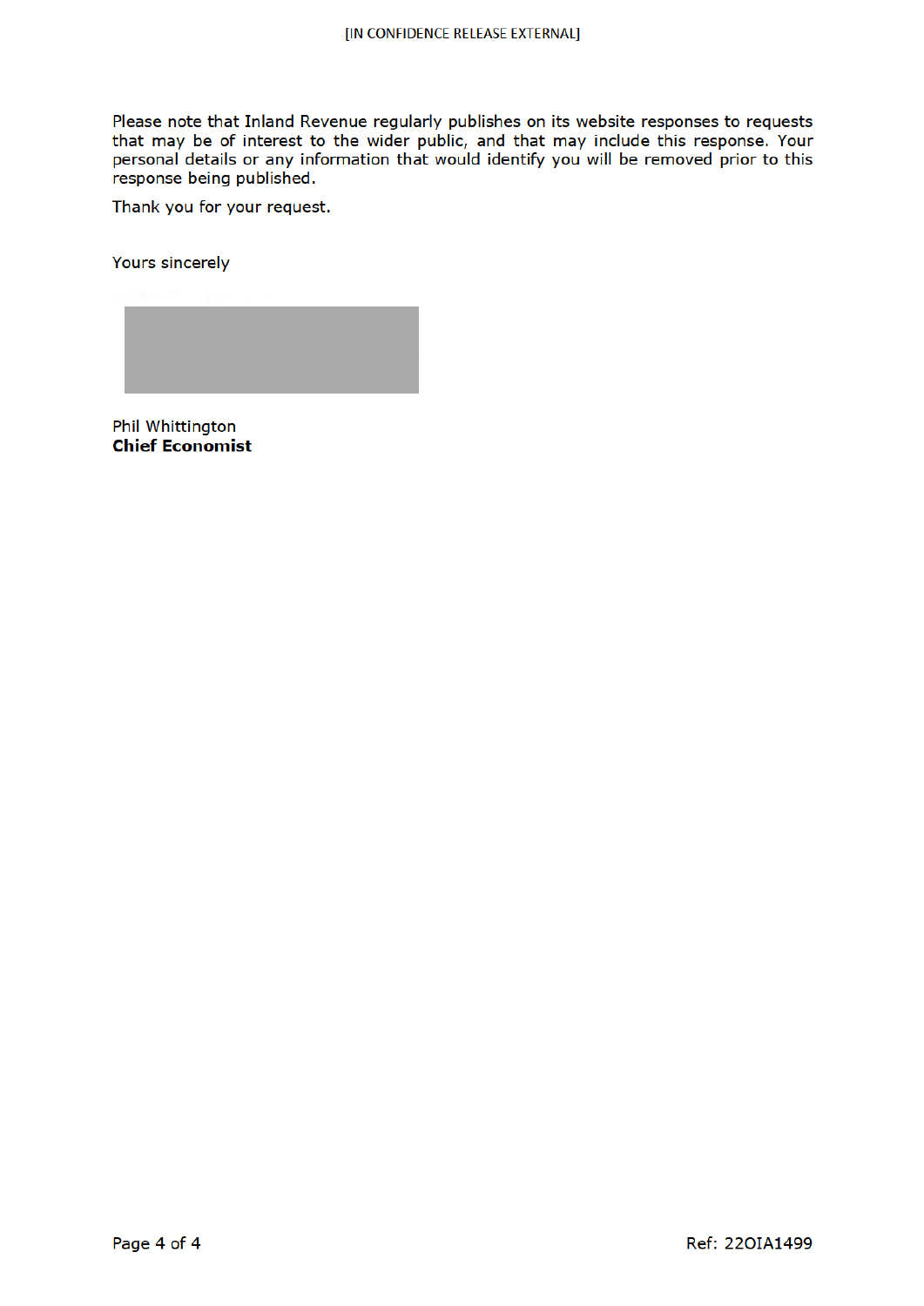Please note that Inland Revenue regularly publishes on its website responses to requests that may be of interest to the wider public, and that may include this response. Your personal details or any information that would identify you will be removed prior to this response being published.

Thank you for your request.

Yours sincerely

Phil Whittington
**Chief Economist**